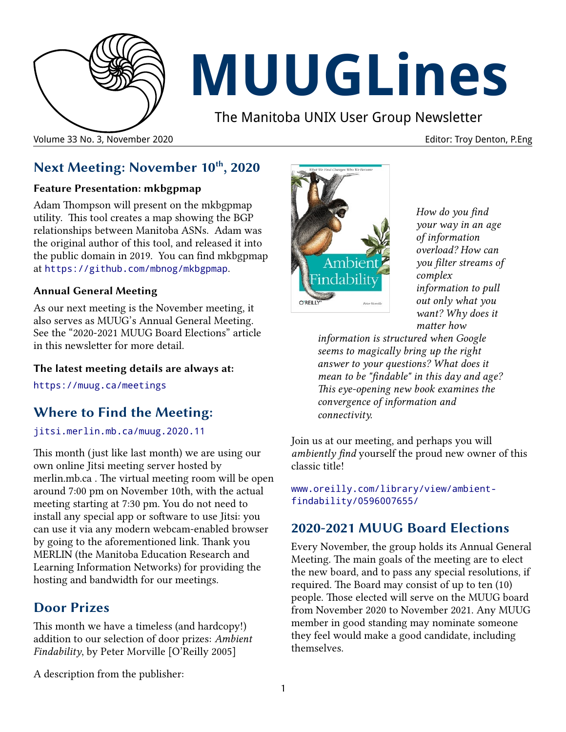# MUUGLines

The Manitoba UNIX User Group Newsletter

Volume 33 No. 3, November 2020

Editor: Troy Denton, P.Eng

## Next Meeting: November 10th, 2020

### Feature Presentation: mkbgpmap

Adam Thompson will present on the mkbgpmap utility. This tool creates a map showing the BGP relationships between Manitoba ASNs. Adam was the original author of this tool, and released it into the public domain in 2019. You can find mkbgpmap at `https://github.com/mbnog/mkbgpmap`.

### Annual General Meeting

As our next meeting is the November meeting, it also serves as MUUG's Annual General Meeting. See the "2020-2021 MUUG Board Elections" article in this newsletter for more detail.

### The latest meeting details are always at:

`https://muug.ca/meetings`

## Where to Find the Meeting:

`jitsi.merlin.mb.ca/muug.2020.11`

This month (just like last month) we are using our own online Jitsi meeting server hosted by merlin.mb.ca . The virtual meeting room will be open around 7:00 pm on November 10th, with the actual meeting starting at 7:30 pm. You do not need to install any special app or software to use Jitsi: you can use it via any modern webcam-enabled browser by going to the aforementioned link. Thank you MERLIN (the Manitoba Education Research and Learning Information Networks) for providing the hosting and bandwidth for our meetings.

## Door Prizes

This month we have a timeless (and hardcopy!) addition to our selection of door prizes: *Ambient Findability*, by Peter Morville [O'Reilly 2005]

A description from the publisher:

*How do you find your way in an age of information overload? How can you filter streams of complex information to pull out only what you want? Why does it matter how information is structured when Google seems to magically bring up the right answer to your questions? What does it mean to be "findable" in this day and age? This eye-opening new book examines the convergence of information and connectivity.*

Join us at our meeting, and perhaps you will *ambiently find* yourself the proud new owner of this classic title!

`www.oreilly.com/library/view/ambient-findability/0596007655/`

## 2020-2021 MUUG Board Elections

Every November, the group holds its Annual General Meeting. The main goals of the meeting are to elect the new board, and to pass any special resolutions, if required. The Board may consist of up to ten (10) people. Those elected will serve on the MUUG board from November 2020 to November 2021. Any MUUG member in good standing may nominate someone they feel would make a good candidate, including themselves.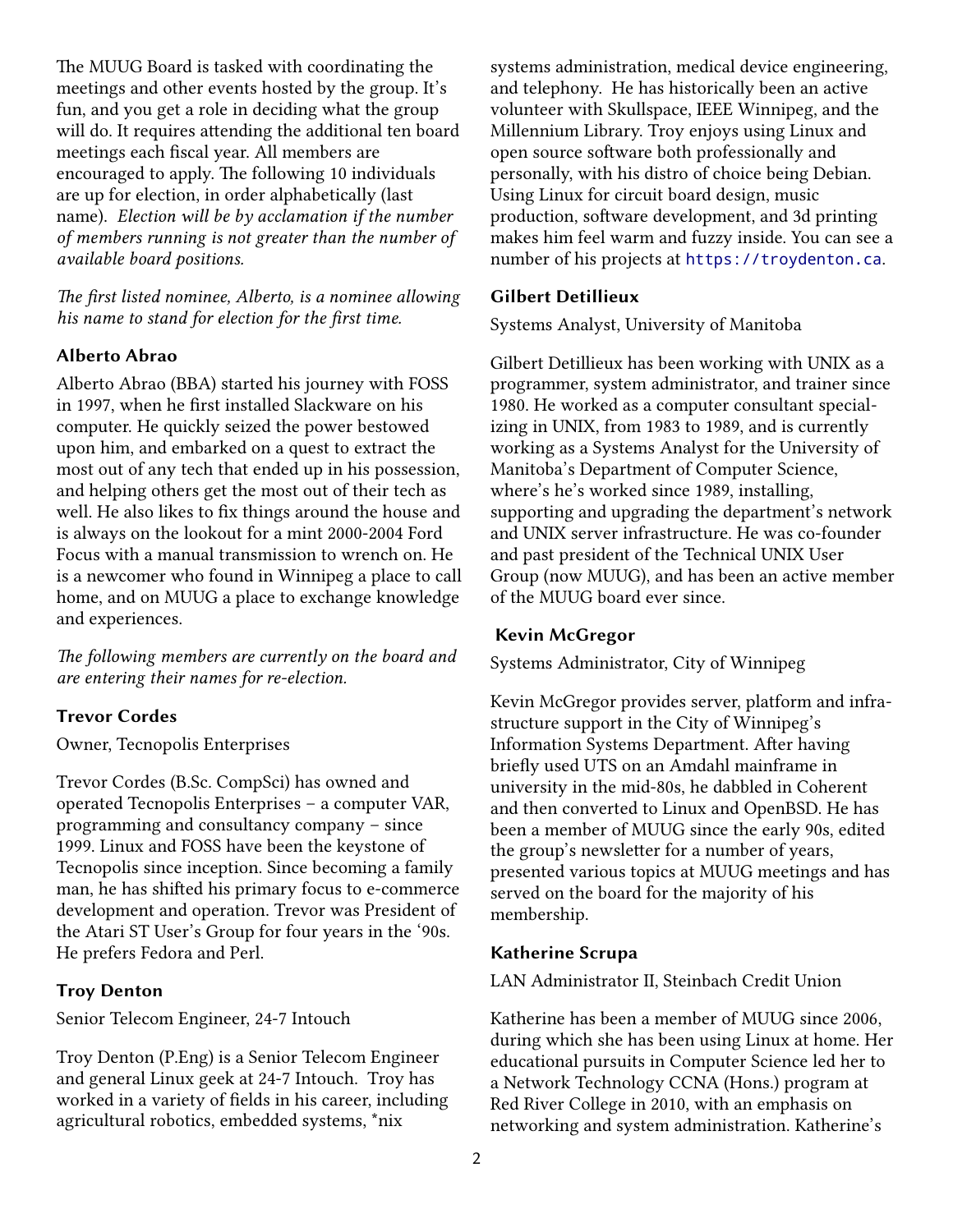The MUUG Board is tasked with coordinating the meetings and other events hosted by the group. It's fun, and you get a role in deciding what the group will do. It requires attending the additional ten board meetings each fiscal year. All members are encouraged to apply. The following 10 individuals are up for election, in order alphabetically (last name). *Election will be by acclamation if the number of members running is not greater than the number of available board positions.*

*The first listed nominee, Alberto, is a nominee allowing his name to stand for election for the first time.*

### Alberto Abrao

Alberto Abrao (BBA) started his journey with FOSS in 1997, when he first installed Slackware on his computer. He quickly seized the power bestowed upon him, and embarked on a quest to extract the most out of any tech that ended up in his possession, and helping others get the most out of their tech as well. He also likes to fix things around the house and is always on the lookout for a mint 2000-2004 Ford Focus with a manual transmission to wrench on. He is a newcomer who found in Winnipeg a place to call home, and on MUUG a place to exchange knowledge and experiences.

*The following members are currently on the board and are entering their names for re-election.*

### Trevor Cordes

Owner, Tecnopolis Enterprises

Trevor Cordes (B.Sc. CompSci) has owned and operated Tecnopolis Enterprises – a computer VAR, programming and consultancy company – since 1999. Linux and FOSS have been the keystone of Tecnopolis since inception. Since becoming a family man, he has shifted his primary focus to e-commerce development and operation. Trevor was President of the Atari ST User's Group for four years in the '90s. He prefers Fedora and Perl.

### Troy Denton

Senior Telecom Engineer, 24-7 Intouch

Troy Denton (P.Eng) is a Senior Telecom Engineer and general Linux geek at 24-7 Intouch. Troy has worked in a variety of fields in his career, including agricultural robotics, embedded systems, *nix systems administration, medical device engineering, and telephony. He has historically been an active volunteer with Skullspace, IEEE Winnipeg, and the Millennium Library. Troy enjoys using Linux and open source software both professionally and personally, with his distro of choice being Debian. Using Linux for circuit board design, music production, software development, and 3d printing makes him feel warm and fuzzy inside. You can see a number of his projects at `https://troydenton.ca`.

### Gilbert Detillieux

Systems Analyst, University of Manitoba

Gilbert Detillieux has been working with UNIX as a programmer, system administrator, and trainer since 1980. He worked as a computer consultant specializing in UNIX, from 1983 to 1989, and is currently working as a Systems Analyst for the University of Manitoba's Department of Computer Science, where's he's worked since 1989, installing, supporting and upgrading the department's network and UNIX server infrastructure. He was co-founder and past president of the Technical UNIX User Group (now MUUG), and has been an active member of the MUUG board ever since.

### Kevin McGregor

Systems Administrator, City of Winnipeg

Kevin McGregor provides server, platform and infrastructure support in the City of Winnipeg's Information Systems Department. After having briefly used UTS on an Amdahl mainframe in university in the mid-80s, he dabbled in Coherent and then converted to Linux and OpenBSD. He has been a member of MUUG since the early 90s, edited the group's newsletter for a number of years, presented various topics at MUUG meetings and has served on the board for the majority of his membership.

### Katherine Scrupa

LAN Administrator II, Steinbach Credit Union

Katherine has been a member of MUUG since 2006, during which she has been using Linux at home. Her educational pursuits in Computer Science led her to a Network Technology CCNA (Hons.) program at Red River College in 2010, with an emphasis on networking and system administration. Katherine's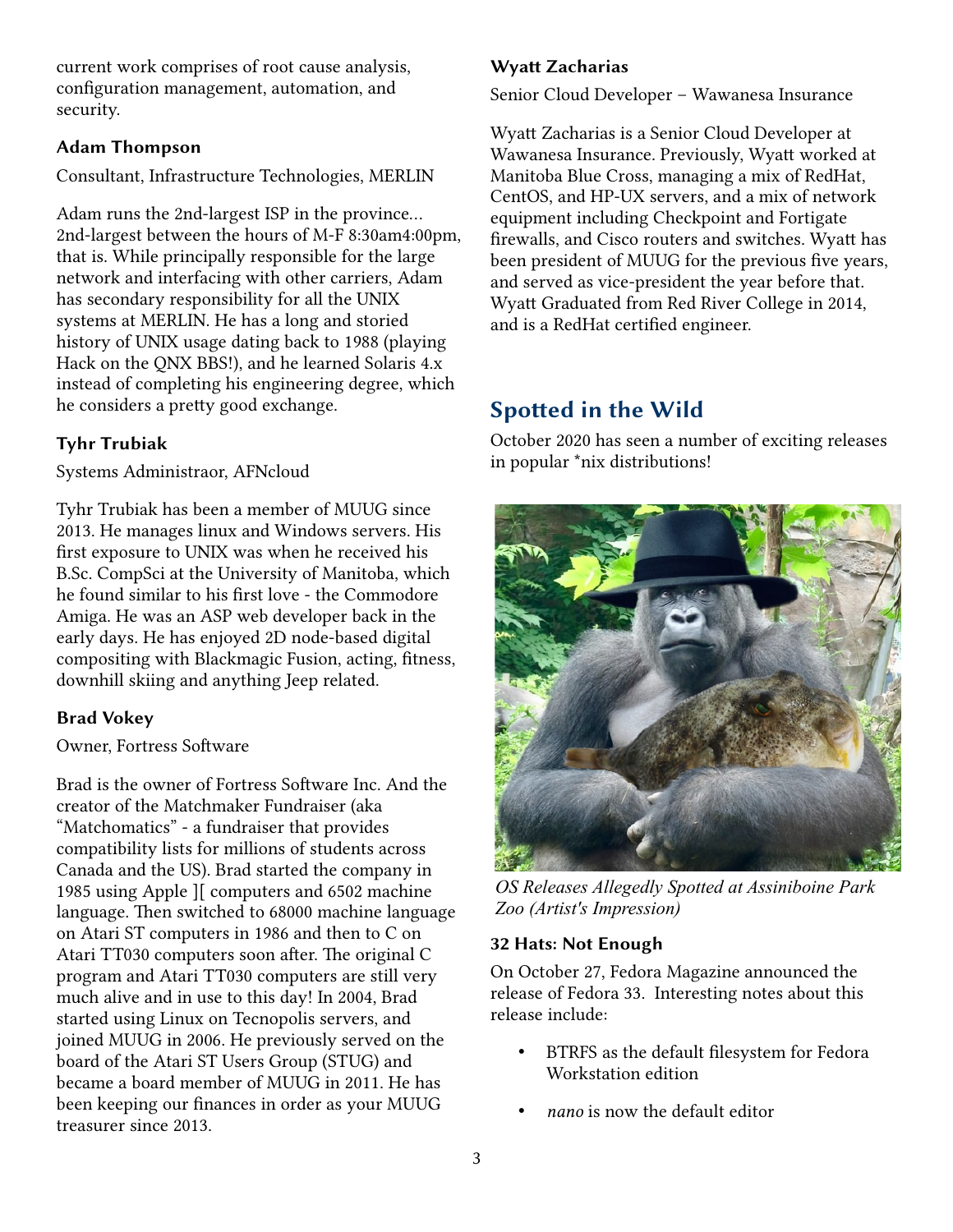current work comprises of root cause analysis, configuration management, automation, and security.

### Adam Thompson

Consultant, Infrastructure Technologies, MERLIN

Adam runs the 2nd-largest ISP in the province... 2nd-largest between the hours of M-F 8:30am4:00pm, that is. While principally responsible for the large network and interfacing with other carriers, Adam has secondary responsibility for all the UNIX systems at MERLIN. He has a long and storied history of UNIX usage dating back to 1988 (playing Hack on the QNX BBS!), and he learned Solaris 4.x instead of completing his engineering degree, which he considers a pretty good exchange.

### Tyhr Trubiak

Systems Administraor, AFNcloud

Tyhr Trubiak has been a member of MUUG since 2013. He manages linux and Windows servers. His first exposure to UNIX was when he received his B.Sc. CompSci at the University of Manitoba, which he found similar to his first love - the Commodore Amiga. He was an ASP web developer back in the early days. He has enjoyed 2D node-based digital compositing with Blackmagic Fusion, acting, fitness, downhill skiing and anything Jeep related.

### Brad Vokey

Owner, Fortress Software

Brad is the owner of Fortress Software Inc. And the creator of the Matchmaker Fundraiser (aka "Matchomatics" - a fundraiser that provides compatibility lists for millions of students across Canada and the US). Brad started the company in 1985 using Apple ][ computers and 6502 machine language. Then switched to 68000 machine language on Atari ST computers in 1986 and then to C on Atari TT030 computers soon after. The original C program and Atari TT030 computers are still very much alive and in use to this day! In 2004, Brad started using Linux on Tecnopolis servers, and joined MUUG in 2006. He previously served on the board of the Atari ST Users Group (STUG) and became a board member of MUUG in 2011. He has been keeping our finances in order as your MUUG treasurer since 2013.

### Wyatt Zacharias

Senior Cloud Developer – Wawanesa Insurance

Wyatt Zacharias is a Senior Cloud Developer at Wawanesa Insurance. Previously, Wyatt worked at Manitoba Blue Cross, managing a mix of RedHat, CentOS, and HP-UX servers, and a mix of network equipment including Checkpoint and Fortigate firewalls, and Cisco routers and switches. Wyatt has been president of MUUG for the previous five years, and served as vice-president the year before that. Wyatt Graduated from Red River College in 2014, and is a RedHat certified engineer.

## Spotted in the Wild

October 2020 has seen a number of exciting releases in popular *nix distributions!

*OS Releases Allegedly Spotted at Assiniboine Park Zoo (Artist's Impression)*

### 32 Hats: Not Enough

On October 27, Fedora Magazine announced the release of Fedora 33. Interesting notes about this release include:

- BTRFS as the default filesystem for Fedora Workstation edition
- *nano* is now the default editor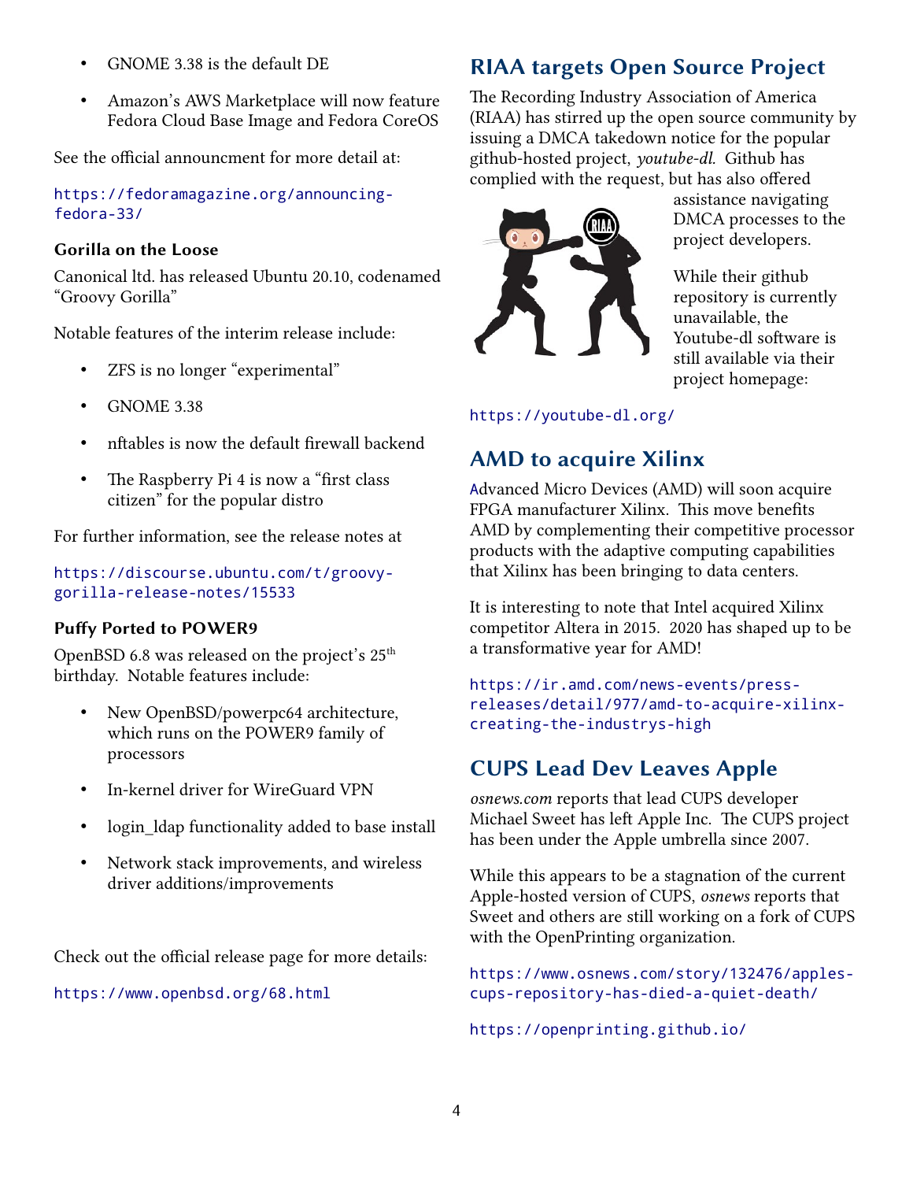- GNOME 3.38 is the default DE
- Amazon's AWS Marketplace will now feature Fedora Cloud Base Image and Fedora CoreOS

See the official announcment for more detail at:

https://fedoramagazine.org/announcing-fedora-33/

### Gorilla on the Loose

Canonical ltd. has released Ubuntu 20.10, codenamed "Groovy Gorilla"

Notable features of the interim release include:

- ZFS is no longer "experimental"
- GNOME 3.38
- nftables is now the default firewall backend
- The Raspberry Pi 4 is now a "first class citizen" for the popular distro

For further information, see the release notes at

https://discourse.ubuntu.com/t/groovy-gorilla-release-notes/15533

### Puffy Ported to POWER9

OpenBSD 6.8 was released on the project's 25th birthday. Notable features include:

- New OpenBSD/powerpc64 architecture, which runs on the POWER9 family of processors
- In-kernel driver for WireGuard VPN
- login_ldap functionality added to base install
- Network stack improvements, and wireless driver additions/improvements

Check out the official release page for more details:

https://www.openbsd.org/68.html

## RIAA targets Open Source Project

The Recording Industry Association of America (RIAA) has stirred up the open source community by issuing a DMCA takedown notice for the popular github-hosted project, *youtube-dl.* Github has complied with the request, but has also offered assistance navigating DMCA processes to the project developers.

While their github repository is currently unavailable, the Youtube-dl software is still available via their project homepage:

https://youtube-dl.org/

## AMD to acquire Xilinx

Advanced Micro Devices (AMD) will soon acquire FPGA manufacturer Xilinx. This move benefits AMD by complementing their competitive processor products with the adaptive computing capabilities that Xilinx has been bringing to data centers.

It is interesting to note that Intel acquired Xilinx competitor Altera in 2015. 2020 has shaped up to be a transformative year for AMD!

https://ir.amd.com/news-events/press-releases/detail/977/amd-to-acquire-xilinx-creating-the-industrys-high

## CUPS Lead Dev Leaves Apple

*osnews.com* reports that lead CUPS developer Michael Sweet has left Apple Inc. The CUPS project has been under the Apple umbrella since 2007.

While this appears to be a stagnation of the current Apple-hosted version of CUPS, *osnews* reports that Sweet and others are still working on a fork of CUPS with the OpenPrinting organization.

https://www.osnews.com/story/132476/apples-cups-repository-has-died-a-quiet-death/

https://openprinting.github.io/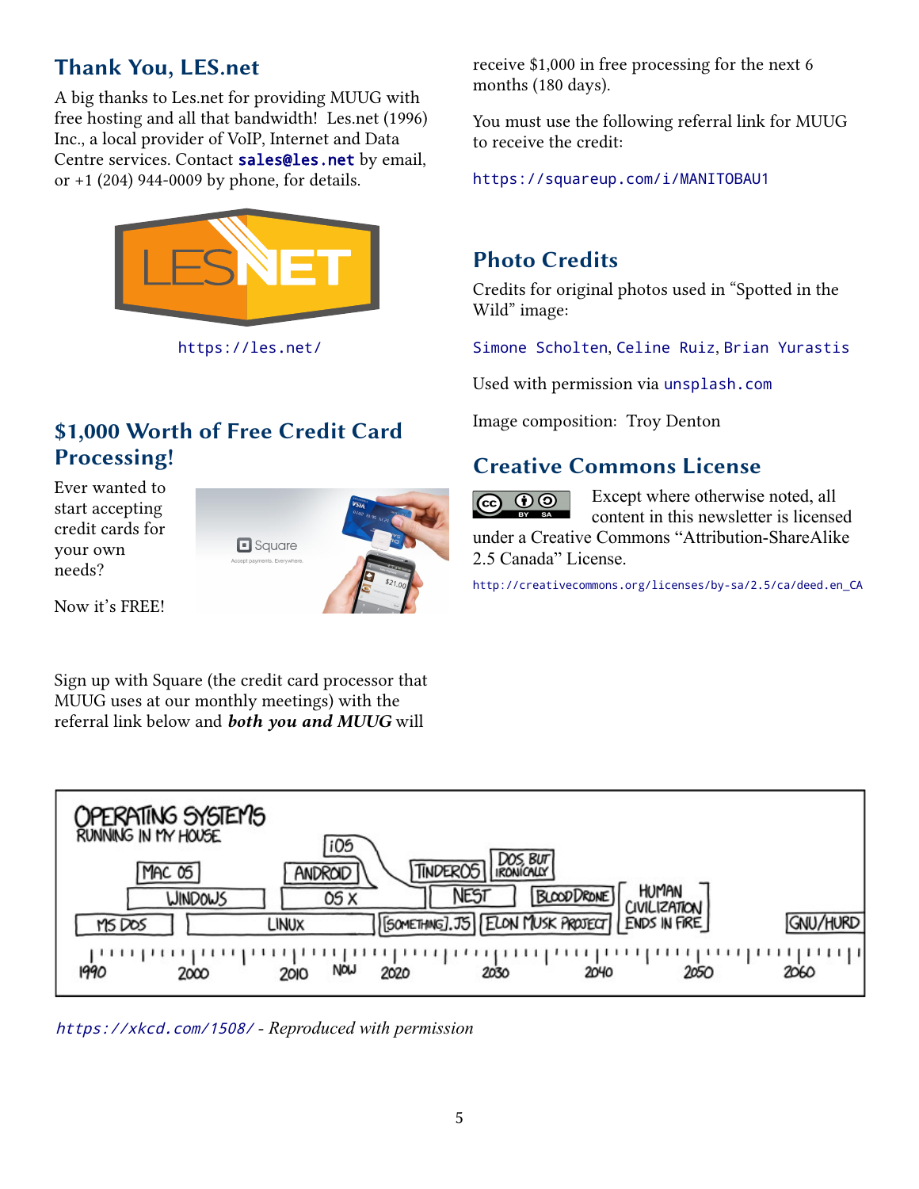## Thank You, LES.net

A big thanks to Les.net for providing MUUG with free hosting and all that bandwidth! Les.net (1996) Inc., a local provider of VoIP, Internet and Data Centre services. Contact **sales@les.net** by email, or +1 (204) 944-0009 by phone, for details.

LES NET

https://les.net/

## $1,000 Worth of Free Credit Card Processing!

Ever wanted to start accepting credit cards for your own needs?

Now it's FREE!

Sign up with Square (the credit card processor that MUUG uses at our monthly meetings) with the referral link below and ***both you and MUUG*** will receive $1,000 in free processing for the next 6 months (180 days).

You must use the following referral link for MUUG to receive the credit:

https://squareup.com/i/MANITOBAU1

## Photo Credits

Credits for original photos used in "Spotted in the Wild" image:

Simone Scholten, Celine Ruiz, Brian Yurastis

Used with permission via unsplash.com

Image composition: Troy Denton

## Creative Commons License

Except where otherwise noted, all content in this newsletter is licensed under a Creative Commons "Attribution-ShareAlike 2.5 Canada" License.

http://creativecommons.org/licenses/by-sa/2.5/ca/deed.en_CA

OPERATING SYSTEMS
RUNNING IN MY HOUSE

MS DOS
WINDOWS
MAC OS
LINUX
ANDROID
OS X
iOS
TINDEROS
DOS, BUT IRONICALLY
NEST
[SOMETHING].JS
BLOODDRONE
ELON MUSK PROJECT
HUMAN CIVILIZATION ENDS IN FIRE
GNU/HURD

1990
2000
2010
NOW
2020
2030
2040
2050
2060

*https://xkcd.com/1508/ - Reproduced with permission*